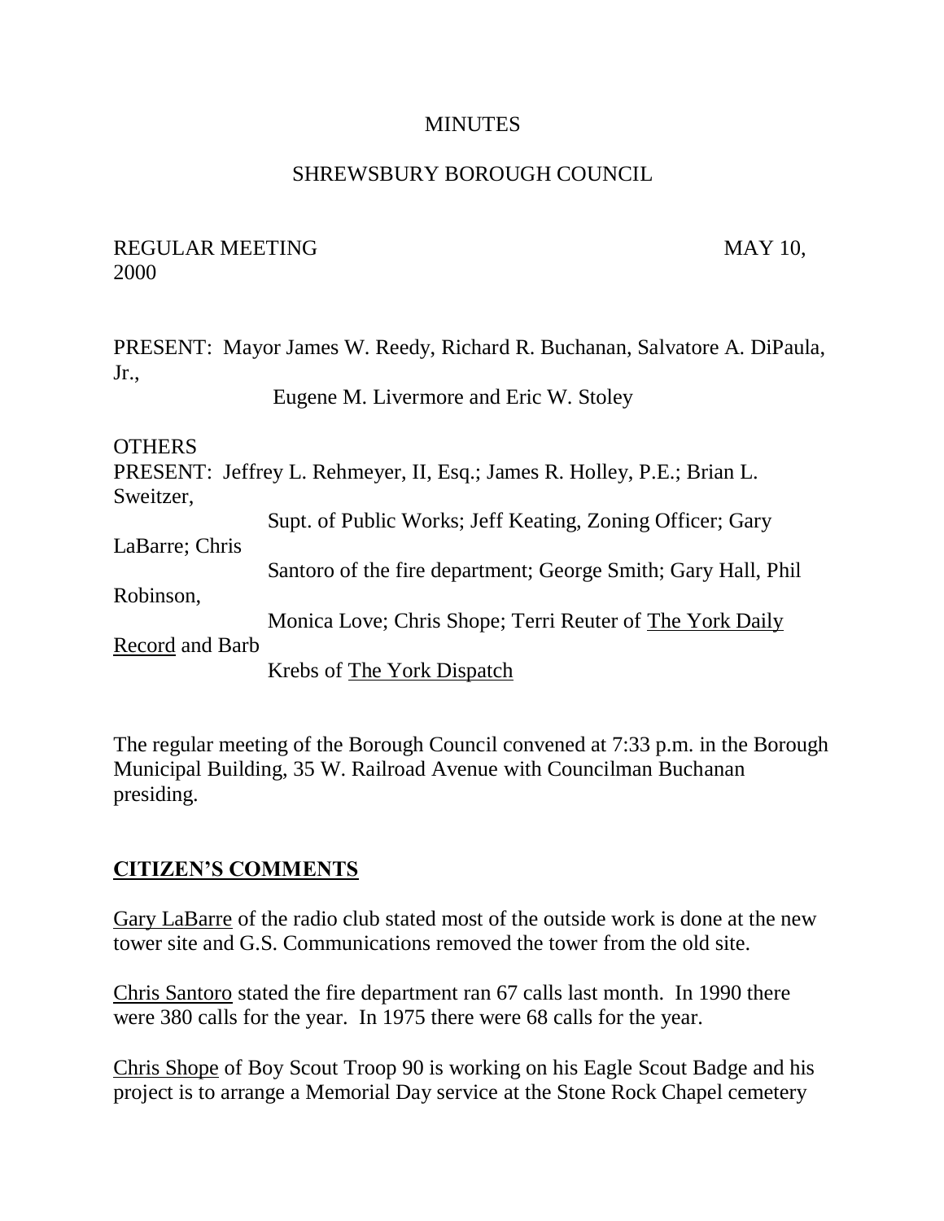MINUTES

SHREWSBURY BOROUGH COUNCIL

REGULAR MEETING MAY 10, 2000

PRESENT: Mayor James W. Reedy, Richard R. Buchanan, Salvatore A. DiPaula, Jr., Eugene M. Livermore and Eric W. Stoley

OTHERS PRESENT: Jeffrey L. Rehmeyer, II, Esq.; James R. Holley, P.E.; Brian L. Sweitzer, Supt. of Public Works; Jeff Keating, Zoning Officer; Gary LaBarre; Chris Santoro of the fire department; George Smith; Gary Hall, Phil Robinson, Monica Love; Chris Shope; Terri Reuter of The York Daily Record and Barb Krebs of The York Dispatch

The regular meeting of the Borough Council convened at 7:33 p.m. in the Borough Municipal Building, 35 W. Railroad Avenue with Councilman Buchanan presiding.

## CITIZEN'S COMMENTS

Gary LaBarre of the radio club stated most of the outside work is done at the new tower site and G.S. Communications removed the tower from the old site.

Chris Santoro stated the fire department ran 67 calls last month. In 1990 there were 380 calls for the year. In 1975 there were 68 calls for the year.

Chris Shope of Boy Scout Troop 90 is working on his Eagle Scout Badge and his project is to arrange a Memorial Day service at the Stone Rock Chapel cemetery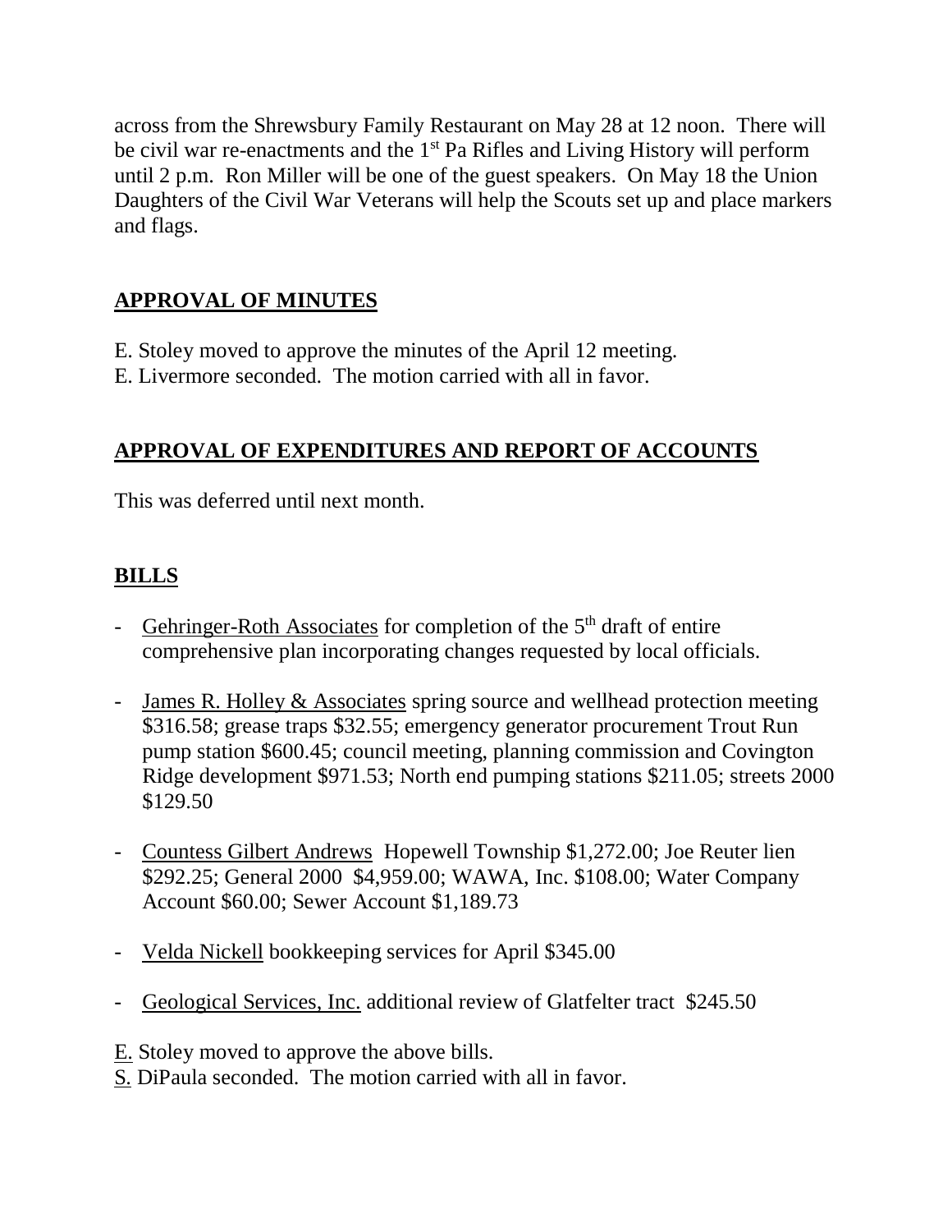across from the Shrewsbury Family Restaurant on May 28 at 12 noon. There will be civil war re-enactments and the 1st Pa Rifles and Living History will perform until 2 p.m. Ron Miller will be one of the guest speakers. On May 18 the Union Daughters of the Civil War Veterans will help the Scouts set up and place markers and flags.

## APPROVAL OF MINUTES

E. Stoley moved to approve the minutes of the April 12 meeting.
E. Livermore seconded. The motion carried with all in favor.

## APPROVAL OF EXPENDITURES AND REPORT OF ACCOUNTS

This was deferred until next month.

## BILLS

- Gehringer-Roth Associates for completion of the 5th draft of entire comprehensive plan incorporating changes requested by local officials.

- James R. Holley & Associates spring source and wellhead protection meeting $316.58; grease traps $32.55; emergency generator procurement Trout Run pump station $600.45; council meeting, planning commission and Covington Ridge development $971.53; North end pumping stations $211.05; streets 2000 $129.50

- Countess Gilbert Andrews Hopewell Township $1,272.00; Joe Reuter lien $292.25; General 2000 $4,959.00; WAWA, Inc. $108.00; Water Company Account $60.00; Sewer Account $1,189.73

- Velda Nickell bookkeeping services for April $345.00

- Geological Services, Inc. additional review of Glatfelter tract $245.50

E. Stoley moved to approve the above bills.
S. DiPaula seconded. The motion carried with all in favor.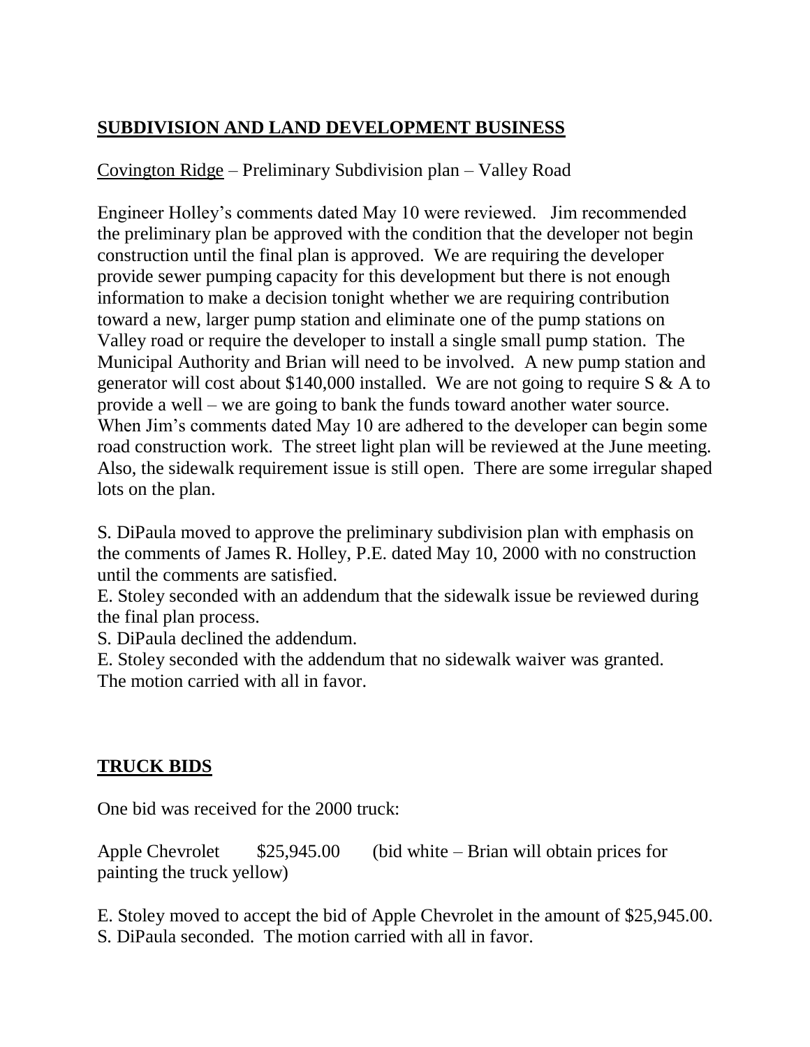## **SUBDIVISION AND LAND DEVELOPMENT BUSINESS**

Covington Ridge – Preliminary Subdivision plan – Valley Road

Engineer Holley's comments dated May 10 were reviewed. Jim recommended the preliminary plan be approved with the condition that the developer not begin construction until the final plan is approved. We are requiring the developer provide sewer pumping capacity for this development but there is not enough information to make a decision tonight whether we are requiring contribution toward a new, larger pump station and eliminate one of the pump stations on Valley road or require the developer to install a single small pump station. The Municipal Authority and Brian will need to be involved. A new pump station and generator will cost about $140,000 installed. We are not going to require S & A to provide a well – we are going to bank the funds toward another water source. When Jim's comments dated May 10 are adhered to the developer can begin some road construction work. The street light plan will be reviewed at the June meeting. Also, the sidewalk requirement issue is still open. There are some irregular shaped lots on the plan.

S. DiPaula moved to approve the preliminary subdivision plan with emphasis on the comments of James R. Holley, P.E. dated May 10, 2000 with no construction until the comments are satisfied.
E. Stoley seconded with an addendum that the sidewalk issue be reviewed during the final plan process.
S. DiPaula declined the addendum.
E. Stoley seconded with the addendum that no sidewalk waiver was granted.
The motion carried with all in favor.

## **TRUCK BIDS**

One bid was received for the 2000 truck:

Apple Chevrolet $25,945.00 (bid white – Brian will obtain prices for painting the truck yellow)

E. Stoley moved to accept the bid of Apple Chevrolet in the amount of $25,945.00.
S. DiPaula seconded. The motion carried with all in favor.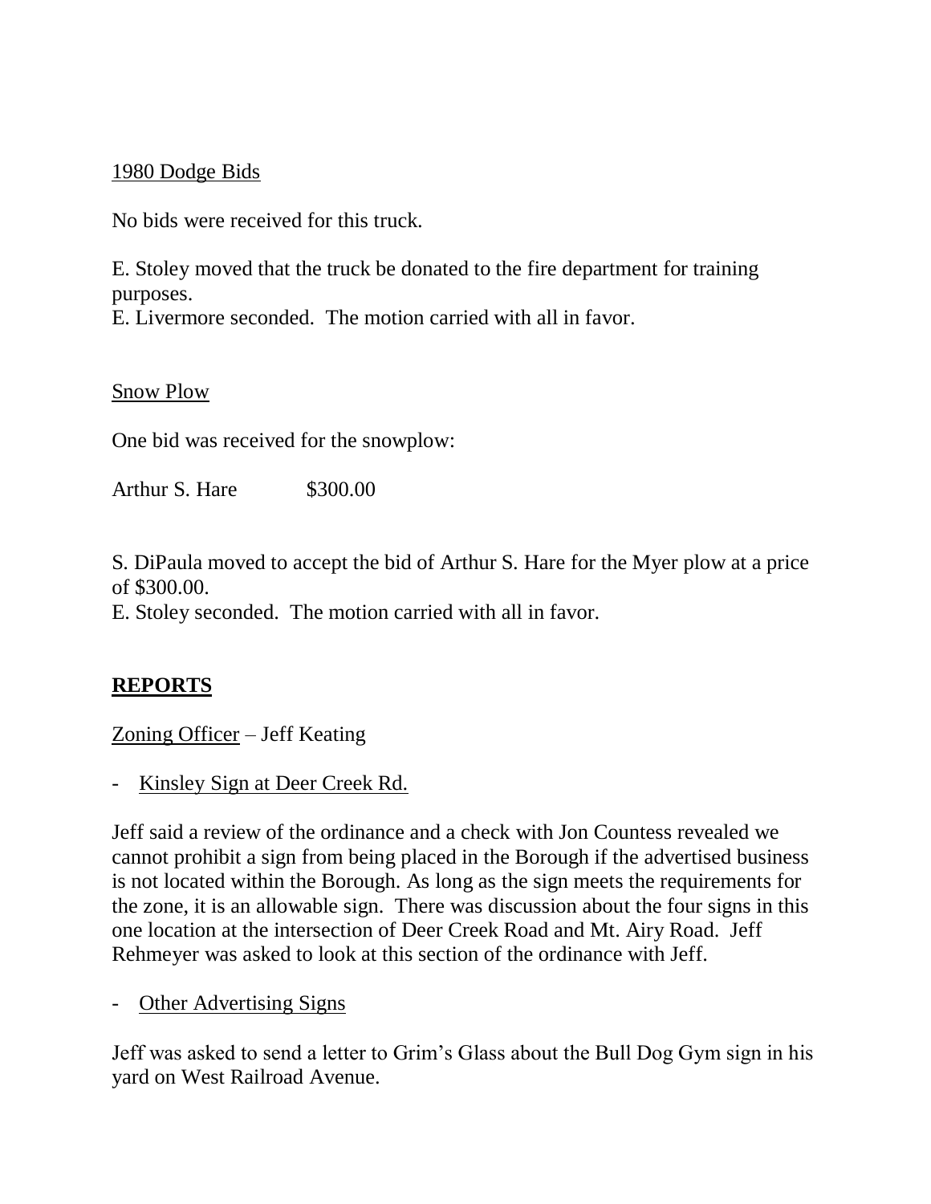<u>1980 Dodge Bids</u>

No bids were received for this truck.

E. Stoley moved that the truck be donated to the fire department for training purposes.
E. Livermore seconded. The motion carried with all in favor.

<u>Snow Plow</u>

One bid was received for the snowplow:

Arthur S. Hare $300.00

S. DiPaula moved to accept the bid of Arthur S. Hare for the Myer plow at a price of $300.00.
E. Stoley seconded. The motion carried with all in favor.

## REPORTS

<u>Zoning Officer</u> – Jeff Keating

- <u>Kinsley Sign at Deer Creek Rd.</u>

Jeff said a review of the ordinance and a check with Jon Countess revealed we cannot prohibit a sign from being placed in the Borough if the advertised business is not located within the Borough. As long as the sign meets the requirements for the zone, it is an allowable sign. There was discussion about the four signs in this one location at the intersection of Deer Creek Road and Mt. Airy Road. Jeff Rehmeyer was asked to look at this section of the ordinance with Jeff.

- <u>Other Advertising Signs</u>

Jeff was asked to send a letter to Grim's Glass about the Bull Dog Gym sign in his yard on West Railroad Avenue.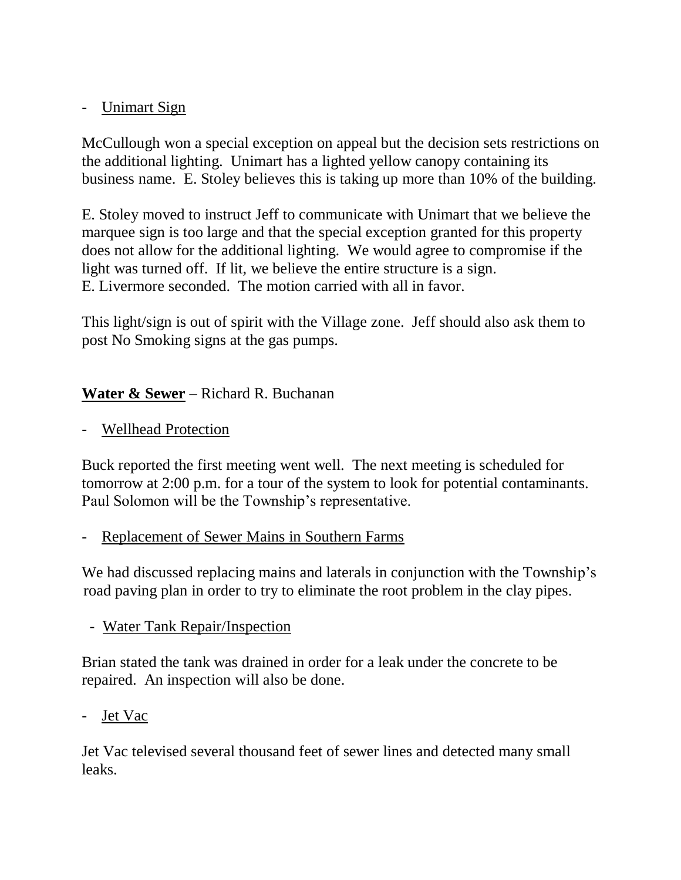- <u>Unimart Sign</u>

McCullough won a special exception on appeal but the decision sets restrictions on the additional lighting. Unimart has a lighted yellow canopy containing its business name. E. Stoley believes this is taking up more than 10% of the building.

E. Stoley moved to instruct Jeff to communicate with Unimart that we believe the marquee sign is too large and that the special exception granted for this property does not allow for the additional lighting. We would agree to compromise if the light was turned off. If lit, we believe the entire structure is a sign.
E. Livermore seconded. The motion carried with all in favor.

This light/sign is out of spirit with the Village zone. Jeff should also ask them to post No Smoking signs at the gas pumps.

**<u>Water & Sewer</u>** – Richard R. Buchanan

- <u>Wellhead Protection</u>

Buck reported the first meeting went well. The next meeting is scheduled for tomorrow at 2:00 p.m. for a tour of the system to look for potential contaminants. Paul Solomon will be the Township's representative.

- <u>Replacement of Sewer Mains in Southern Farms</u>

We had discussed replacing mains and laterals in conjunction with the Township's road paving plan in order to try to eliminate the root problem in the clay pipes.

- <u>Water Tank Repair/Inspection</u>

Brian stated the tank was drained in order for a leak under the concrete to be repaired. An inspection will also be done.

- <u>Jet Vac</u>

Jet Vac televised several thousand feet of sewer lines and detected many small leaks.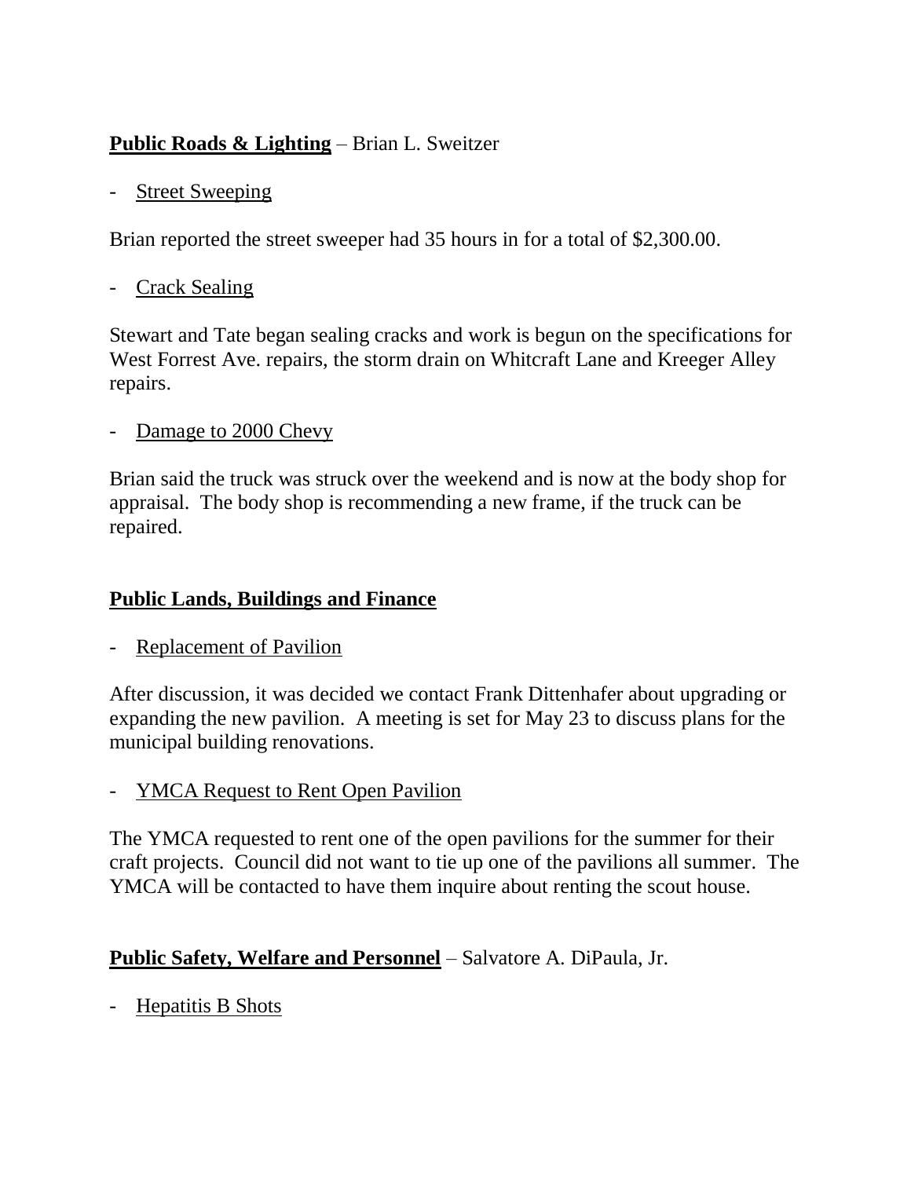**Public Roads & Lighting** – Brian L. Sweitzer

- Street Sweeping

Brian reported the street sweeper had 35 hours in for a total of $2,300.00.

- Crack Sealing

Stewart and Tate began sealing cracks and work is begun on the specifications for West Forrest Ave. repairs, the storm drain on Whitcraft Lane and Kreeger Alley repairs.

- Damage to 2000 Chevy

Brian said the truck was struck over the weekend and is now at the body shop for appraisal. The body shop is recommending a new frame, if the truck can be repaired.

**Public Lands, Buildings and Finance**

- Replacement of Pavilion

After discussion, it was decided we contact Frank Dittenhafer about upgrading or expanding the new pavilion. A meeting is set for May 23 to discuss plans for the municipal building renovations.

- YMCA Request to Rent Open Pavilion

The YMCA requested to rent one of the open pavilions for the summer for their craft projects. Council did not want to tie up one of the pavilions all summer. The YMCA will be contacted to have them inquire about renting the scout house.

**Public Safety, Welfare and Personnel** – Salvatore A. DiPaula, Jr.

- Hepatitis B Shots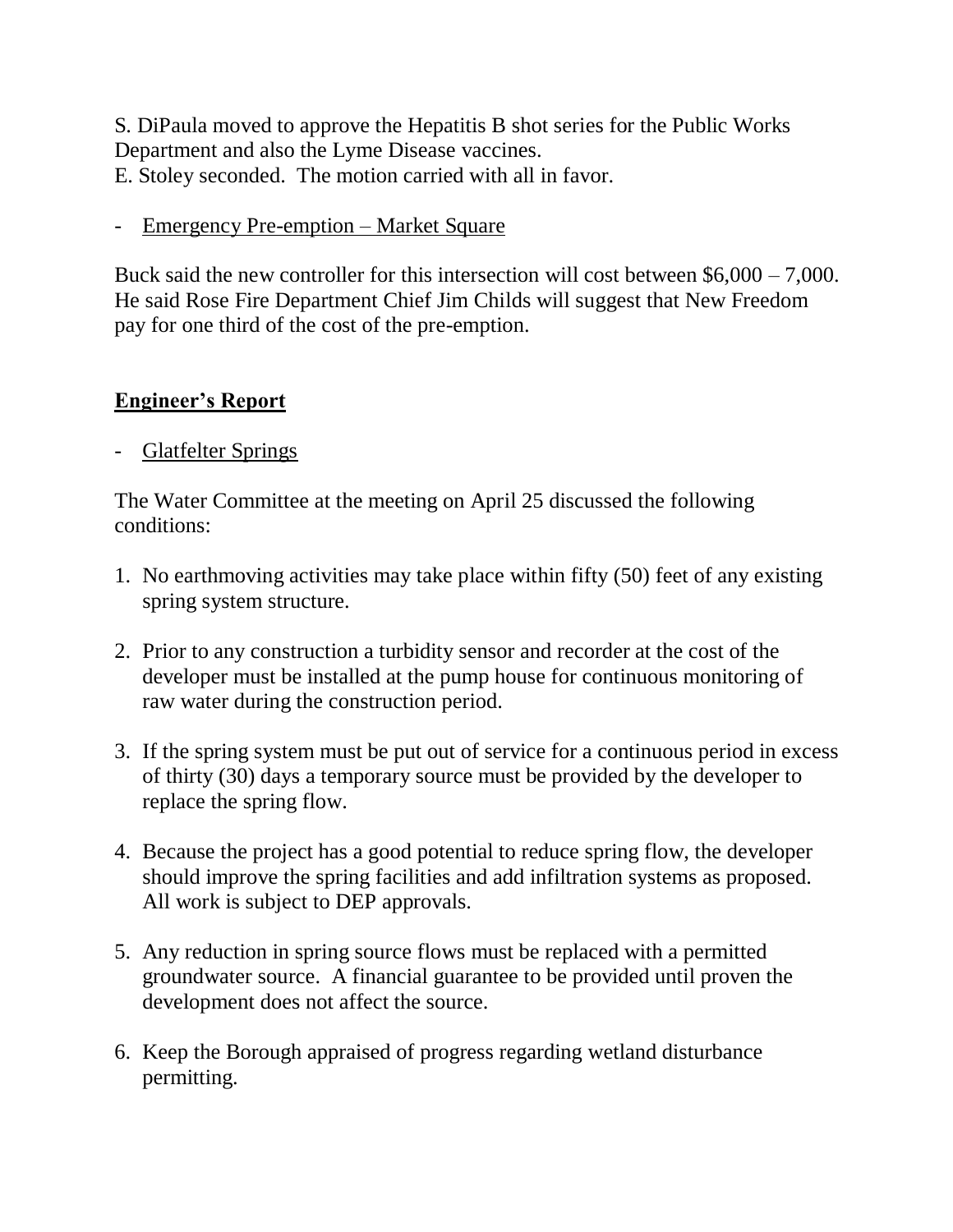S. DiPaula moved to approve the Hepatitis B shot series for the Public Works Department and also the Lyme Disease vaccines.
E. Stoley seconded. The motion carried with all in favor.

- <u>Emergency Pre-emption – Market Square</u>

Buck said the new controller for this intersection will cost between $6,000 – 7,000. He said Rose Fire Department Chief Jim Childs will suggest that New Freedom pay for one third of the cost of the pre-emption.

## **<u>Engineer's Report</u>**

- <u>Glatfelter Springs</u>

The Water Committee at the meeting on April 25 discussed the following conditions:

1. No earthmoving activities may take place within fifty (50) feet of any existing spring system structure.

2. Prior to any construction a turbidity sensor and recorder at the cost of the developer must be installed at the pump house for continuous monitoring of raw water during the construction period.

3. If the spring system must be put out of service for a continuous period in excess of thirty (30) days a temporary source must be provided by the developer to replace the spring flow.

4. Because the project has a good potential to reduce spring flow, the developer should improve the spring facilities and add infiltration systems as proposed. All work is subject to DEP approvals.

5. Any reduction in spring source flows must be replaced with a permitted groundwater source. A financial guarantee to be provided until proven the development does not affect the source.

6. Keep the Borough appraised of progress regarding wetland disturbance permitting.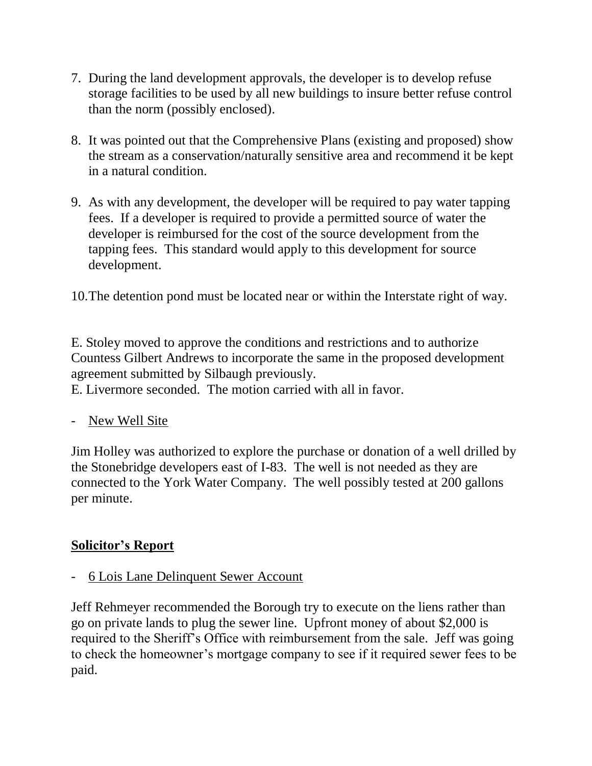7. During the land development approvals, the developer is to develop refuse storage facilities to be used by all new buildings to insure better refuse control than the norm (possibly enclosed).

8. It was pointed out that the Comprehensive Plans (existing and proposed) show the stream as a conservation/naturally sensitive area and recommend it be kept in a natural condition.

9. As with any development, the developer will be required to pay water tapping fees. If a developer is required to provide a permitted source of water the developer is reimbursed for the cost of the source development from the tapping fees. This standard would apply to this development for source development.

10. The detention pond must be located near or within the Interstate right of way.

E. Stoley moved to approve the conditions and restrictions and to authorize Countess Gilbert Andrews to incorporate the same in the proposed development agreement submitted by Silbaugh previously.
E. Livermore seconded. The motion carried with all in favor.

- <u>New Well Site</u>

Jim Holley was authorized to explore the purchase or donation of a well drilled by the Stonebridge developers east of I-83. The well is not needed as they are connected to the York Water Company. The well possibly tested at 200 gallons per minute.

## <u>**Solicitor's Report**</u>

- <u>6 Lois Lane Delinquent Sewer Account</u>

Jeff Rehmeyer recommended the Borough try to execute on the liens rather than go on private lands to plug the sewer line. Upfront money of about $2,000 is required to the Sheriff's Office with reimbursement from the sale. Jeff was going to check the homeowner's mortgage company to see if it required sewer fees to be paid.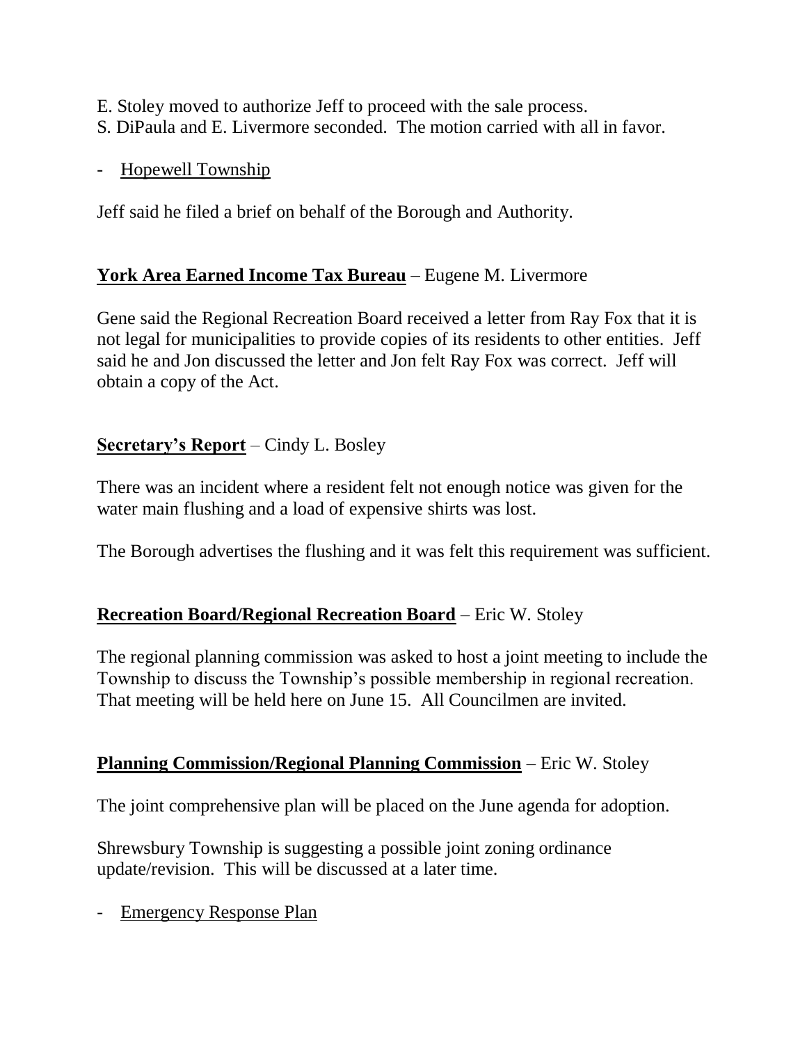E. Stoley moved to authorize Jeff to proceed with the sale process.
S. DiPaula and E. Livermore seconded. The motion carried with all in favor.

- Hopewell Township

Jeff said he filed a brief on behalf of the Borough and Authority.

**York Area Earned Income Tax Bureau** – Eugene M. Livermore

Gene said the Regional Recreation Board received a letter from Ray Fox that it is not legal for municipalities to provide copies of its residents to other entities. Jeff said he and Jon discussed the letter and Jon felt Ray Fox was correct. Jeff will obtain a copy of the Act.

**Secretary's Report** – Cindy L. Bosley

There was an incident where a resident felt not enough notice was given for the water main flushing and a load of expensive shirts was lost.

The Borough advertises the flushing and it was felt this requirement was sufficient.

**Recreation Board/Regional Recreation Board** – Eric W. Stoley

The regional planning commission was asked to host a joint meeting to include the Township to discuss the Township's possible membership in regional recreation. That meeting will be held here on June 15. All Councilmen are invited.

**Planning Commission/Regional Planning Commission** – Eric W. Stoley

The joint comprehensive plan will be placed on the June agenda for adoption.

Shrewsbury Township is suggesting a possible joint zoning ordinance update/revision. This will be discussed at a later time.

- Emergency Response Plan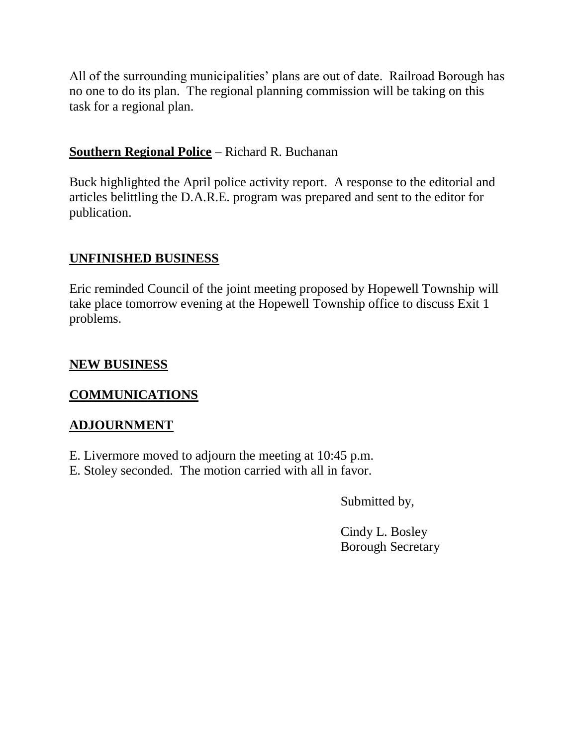All of the surrounding municipalities' plans are out of date. Railroad Borough has no one to do its plan. The regional planning commission will be taking on this task for a regional plan.

**Southern Regional Police** – Richard R. Buchanan

Buck highlighted the April police activity report. A response to the editorial and articles belittling the D.A.R.E. program was prepared and sent to the editor for publication.

## UNFINISHED BUSINESS

Eric reminded Council of the joint meeting proposed by Hopewell Township will take place tomorrow evening at the Hopewell Township office to discuss Exit 1 problems.

## NEW BUSINESS

## COMMUNICATIONS

## ADJOURNMENT

E. Livermore moved to adjourn the meeting at 10:45 p.m.
E. Stoley seconded. The motion carried with all in favor.

Submitted by,

Cindy L. Bosley
Borough Secretary